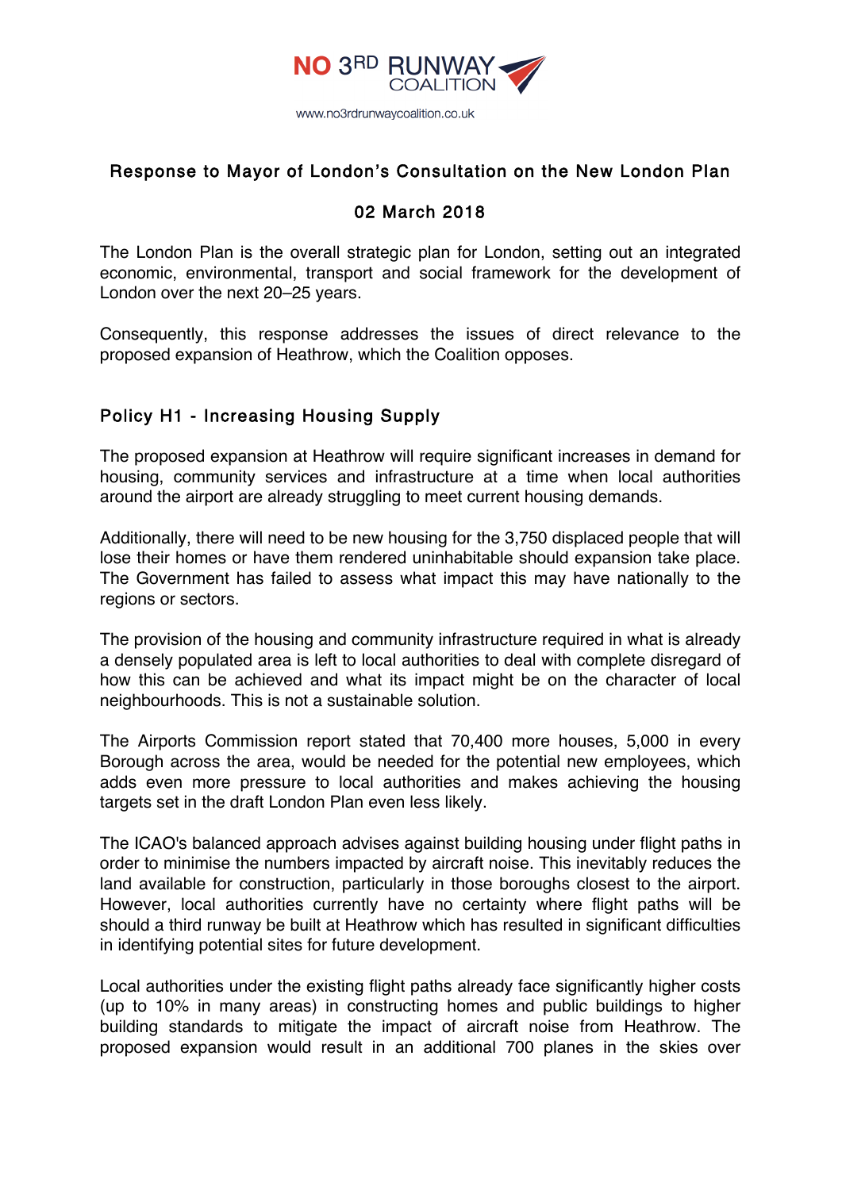NO 3RD RUNWAY COALITION

www.no3rdrunwaycoalition.co.uk

## Response to Mayor of London's Consultation on the New London Plan

## 02 March 2018

The London Plan is the overall strategic plan for London, setting out an integrated economic, environmental, transport and social framework for the development of London over the next 20–25 years.

Consequently, this response addresses the issues of direct relevance to the proposed expansion of Heathrow, which the Coalition opposes.

### Policy H1 - Increasing Housing Supply

The proposed expansion at Heathrow will require significant increases in demand for housing, community services and infrastructure at a time when local authorities around the airport are already struggling to meet current housing demands.

Additionally, there will need to be new housing for the 3,750 displaced people that will lose their homes or have them rendered uninhabitable should expansion take place. The Government has failed to assess what impact this may have nationally to the regions or sectors.

The provision of the housing and community infrastructure required in what is already a densely populated area is left to local authorities to deal with complete disregard of how this can be achieved and what its impact might be on the character of local neighbourhoods. This is not a sustainable solution.

The Airports Commission report stated that 70,400 more houses, 5,000 in every Borough across the area, would be needed for the potential new employees, which adds even more pressure to local authorities and makes achieving the housing targets set in the draft London Plan even less likely.

The ICAO's balanced approach advises against building housing under flight paths in order to minimise the numbers impacted by aircraft noise. This inevitably reduces the land available for construction, particularly in those boroughs closest to the airport. However, local authorities currently have no certainty where flight paths will be should a third runway be built at Heathrow which has resulted in significant difficulties in identifying potential sites for future development.

Local authorities under the existing flight paths already face significantly higher costs (up to 10% in many areas) in constructing homes and public buildings to higher building standards to mitigate the impact of aircraft noise from Heathrow. The proposed expansion would result in an additional 700 planes in the skies over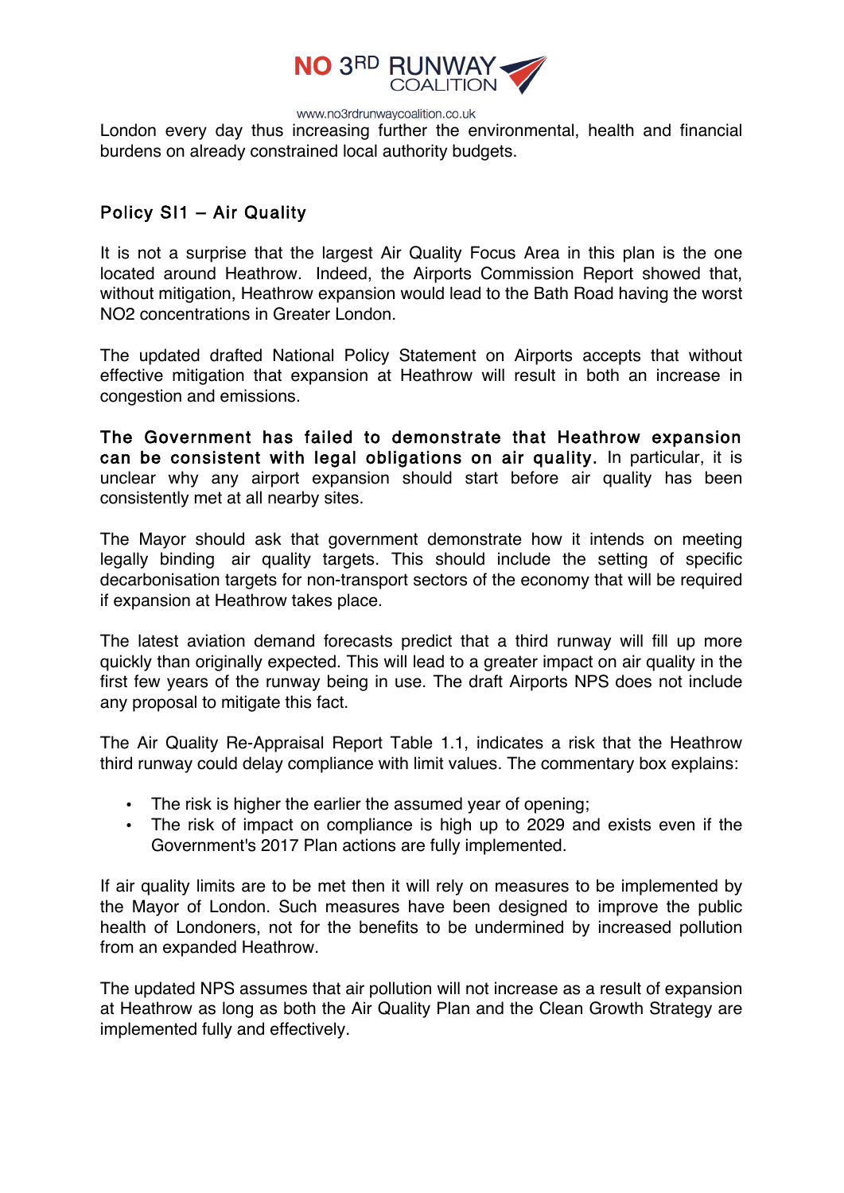London every day thus increasing further the environmental, health and financial burdens on already constrained local authority budgets.

## Policy SI1 – Air Quality

It is not a surprise that the largest Air Quality Focus Area in this plan is the one located around Heathrow. Indeed, the Airports Commission Report showed that, without mitigation, Heathrow expansion would lead to the Bath Road having the worst $NO_2$ concentrations in Greater London.

The updated drafted National Policy Statement on Airports accepts that without effective mitigation that expansion at Heathrow will result in both an increase in congestion and emissions.

**The Government has failed to demonstrate that Heathrow expansion can be consistent with legal obligations on air quality.** In particular, it is unclear why any airport expansion should start before air quality has been consistently met at all nearby sites.

The Mayor should ask that government demonstrate how it intends on meeting legally binding air quality targets. This should include the setting of specific decarbonisation targets for non-transport sectors of the economy that will be required if expansion at Heathrow takes place.

The latest aviation demand forecasts predict that a third runway will fill up more quickly than originally expected. This will lead to a greater impact on air quality in the first few years of the runway being in use. The draft Airports NPS does not include any proposal to mitigate this fact.

The Air Quality Re-Appraisal Report Table 1.1, indicates a risk that the Heathrow third runway could delay compliance with limit values. The commentary box explains:

- The risk is higher the earlier the assumed year of opening;
- The risk of impact on compliance is high up to 2029 and exists even if the Government's 2017 Plan actions are fully implemented.

If air quality limits are to be met then it will rely on measures to be implemented by the Mayor of London. Such measures have been designed to improve the public health of Londoners, not for the benefits to be undermined by increased pollution from an expanded Heathrow.

The updated NPS assumes that air pollution will not increase as a result of expansion at Heathrow as long as both the Air Quality Plan and the Clean Growth Strategy are implemented fully and effectively.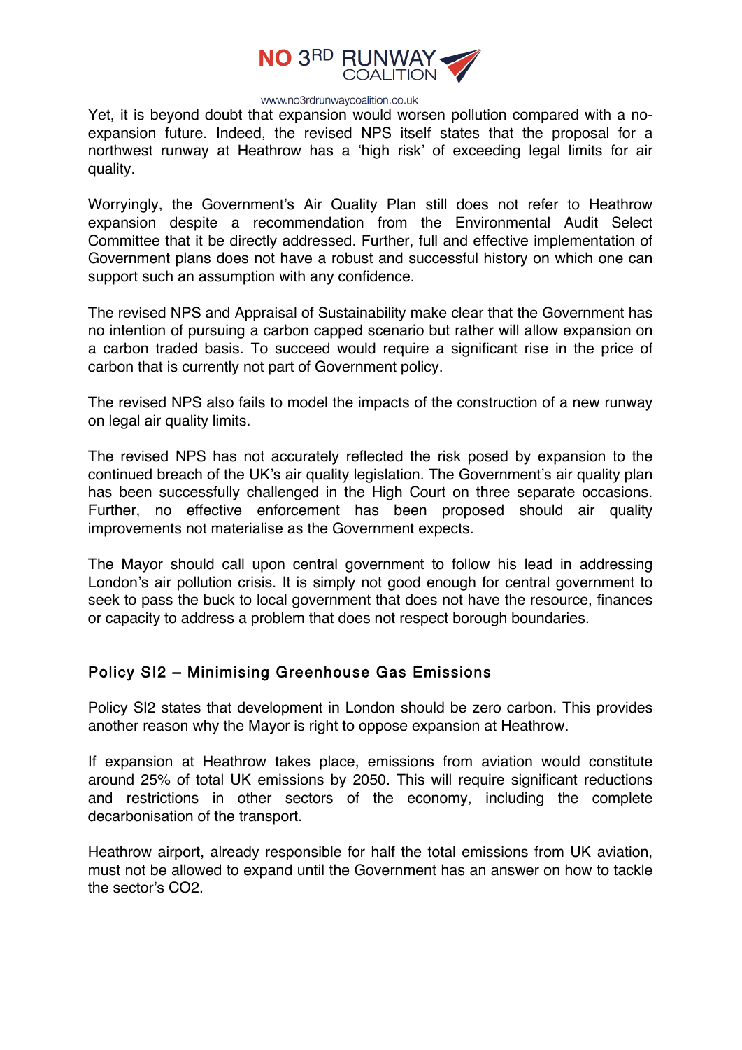Yet, it is beyond doubt that expansion would worsen pollution compared with a no-expansion future. Indeed, the revised NPS itself states that the proposal for a northwest runway at Heathrow has a 'high risk' of exceeding legal limits for air quality.

Worryingly, the Government's Air Quality Plan still does not refer to Heathrow expansion despite a recommendation from the Environmental Audit Select Committee that it be directly addressed. Further, full and effective implementation of Government plans does not have a robust and successful history on which one can support such an assumption with any confidence.

The revised NPS and Appraisal of Sustainability make clear that the Government has no intention of pursuing a carbon capped scenario but rather will allow expansion on a carbon traded basis. To succeed would require a significant rise in the price of carbon that is currently not part of Government policy.

The revised NPS also fails to model the impacts of the construction of a new runway on legal air quality limits.

The revised NPS has not accurately reflected the risk posed by expansion to the continued breach of the UK's air quality legislation. The Government's air quality plan has been successfully challenged in the High Court on three separate occasions. Further, no effective enforcement has been proposed should air quality improvements not materialise as the Government expects.

The Mayor should call upon central government to follow his lead in addressing London's air pollution crisis. It is simply not good enough for central government to seek to pass the buck to local government that does not have the resource, finances or capacity to address a problem that does not respect borough boundaries.

## Policy SI2 – Minimising Greenhouse Gas Emissions

Policy SI2 states that development in London should be zero carbon. This provides another reason why the Mayor is right to oppose expansion at Heathrow.

If expansion at Heathrow takes place, emissions from aviation would constitute around 25% of total UK emissions by 2050. This will require significant reductions and restrictions in other sectors of the economy, including the complete decarbonisation of the transport.

Heathrow airport, already responsible for half the total emissions from UK aviation, must not be allowed to expand until the Government has an answer on how to tackle the sector's $CO_2$.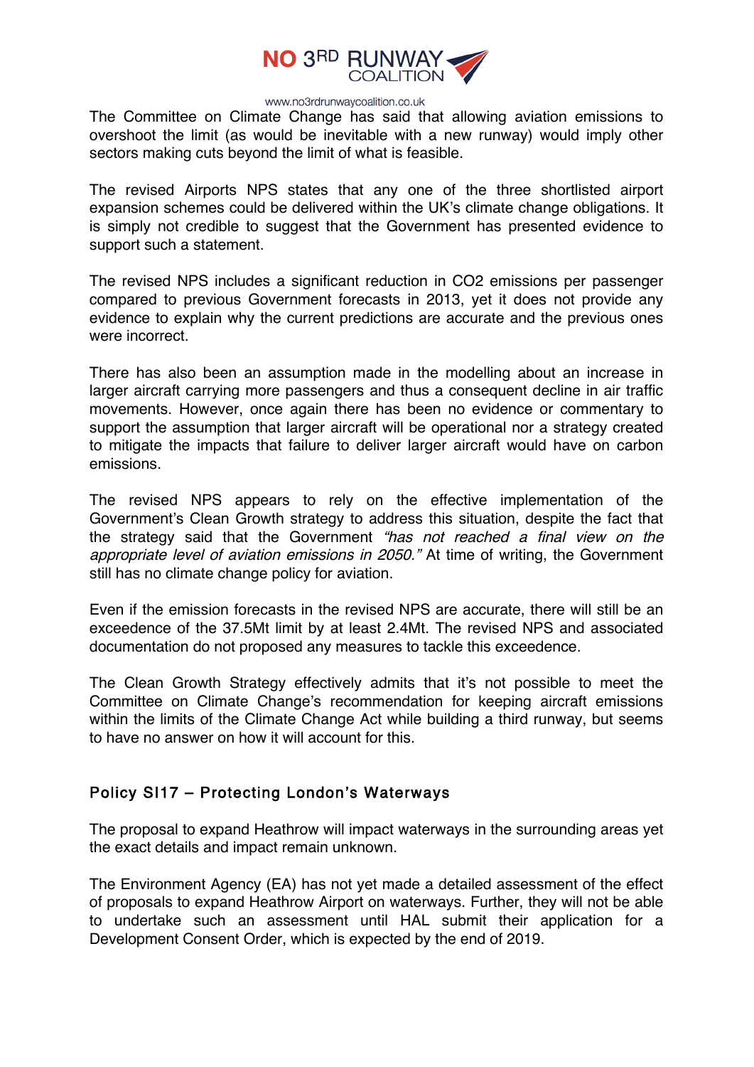The Committee on Climate Change has said that allowing aviation emissions to overshoot the limit (as would be inevitable with a new runway) would imply other sectors making cuts beyond the limit of what is feasible.

The revised Airports NPS states that any one of the three shortlisted airport expansion schemes could be delivered within the UK's climate change obligations. It is simply not credible to suggest that the Government has presented evidence to support such a statement.

The revised NPS includes a significant reduction in $CO_2$ emissions per passenger compared to previous Government forecasts in 2013, yet it does not provide any evidence to explain why the current predictions are accurate and the previous ones were incorrect.

There has also been an assumption made in the modelling about an increase in larger aircraft carrying more passengers and thus a consequent decline in air traffic movements. However, once again there has been no evidence or commentary to support the assumption that larger aircraft will be operational nor a strategy created to mitigate the impacts that failure to deliver larger aircraft would have on carbon emissions.

The revised NPS appears to rely on the effective implementation of the Government's Clean Growth strategy to address this situation, despite the fact that the strategy said that the Government *"has not reached a final view on the appropriate level of aviation emissions in 2050."* At time of writing, the Government still has no climate change policy for aviation.

Even if the emission forecasts in the revised NPS are accurate, there will still be an exceedence of the 37.5Mt limit by at least 2.4Mt. The revised NPS and associated documentation do not proposed any measures to tackle this exceedence.

The Clean Growth Strategy effectively admits that it's not possible to meet the Committee on Climate Change's recommendation for keeping aircraft emissions within the limits of the Climate Change Act while building a third runway, but seems to have no answer on how it will account for this.

## Policy SI17 – Protecting London's Waterways

The proposal to expand Heathrow will impact waterways in the surrounding areas yet the exact details and impact remain unknown.

The Environment Agency (EA) has not yet made a detailed assessment of the effect of proposals to expand Heathrow Airport on waterways. Further, they will not be able to undertake such an assessment until HAL submit their application for a Development Consent Order, which is expected by the end of 2019.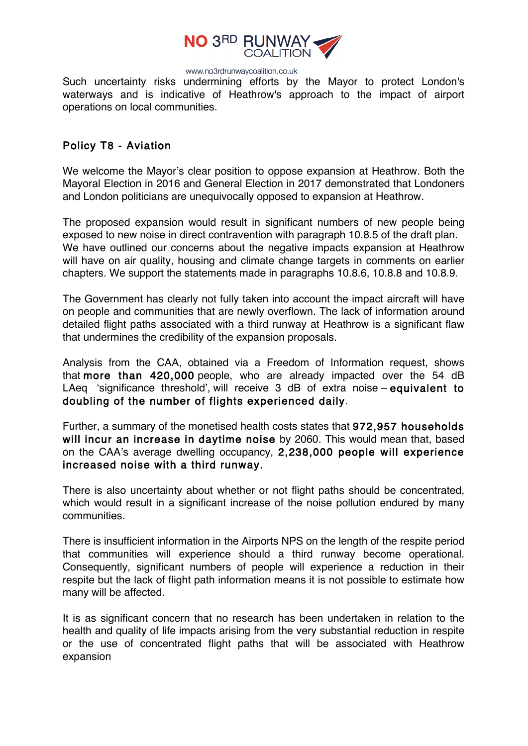Such uncertainty risks undermining efforts by the Mayor to protect London's waterways and is indicative of Heathrow's approach to the impact of airport operations on local communities.

## Policy T8 - Aviation

We welcome the Mayor's clear position to oppose expansion at Heathrow. Both the Mayoral Election in 2016 and General Election in 2017 demonstrated that Londoners and London politicians are unequivocally opposed to expansion at Heathrow.

The proposed expansion would result in significant numbers of new people being exposed to new noise in direct contravention with paragraph 10.8.5 of the draft plan. We have outlined our concerns about the negative impacts expansion at Heathrow will have on air quality, housing and climate change targets in comments on earlier chapters. We support the statements made in paragraphs 10.8.6, 10.8.8 and 10.8.9.

The Government has clearly not fully taken into account the impact aircraft will have on people and communities that are newly overflown. The lack of information around detailed flight paths associated with a third runway at Heathrow is a significant flaw that undermines the credibility of the expansion proposals.

Analysis from the CAA, obtained via a Freedom of Information request, shows that **more than 420,000** people, who are already impacted over the 54 dB LAeq 'significance threshold', will receive 3 dB of extra noise – **equivalent to doubling of the number of flights experienced daily**.

Further, a summary of the monetised health costs states that **972,957 households will incur an increase in daytime noise** by 2060. This would mean that, based on the CAA's average dwelling occupancy, **2,238,000 people will experience increased noise with a third runway.**

There is also uncertainty about whether or not flight paths should be concentrated, which would result in a significant increase of the noise pollution endured by many communities.

There is insufficient information in the Airports NPS on the length of the respite period that communities will experience should a third runway become operational. Consequently, significant numbers of people will experience a reduction in their respite but the lack of flight path information means it is not possible to estimate how many will be affected.

It is as significant concern that no research has been undertaken in relation to the health and quality of life impacts arising from the very substantial reduction in respite or the use of concentrated flight paths that will be associated with Heathrow expansion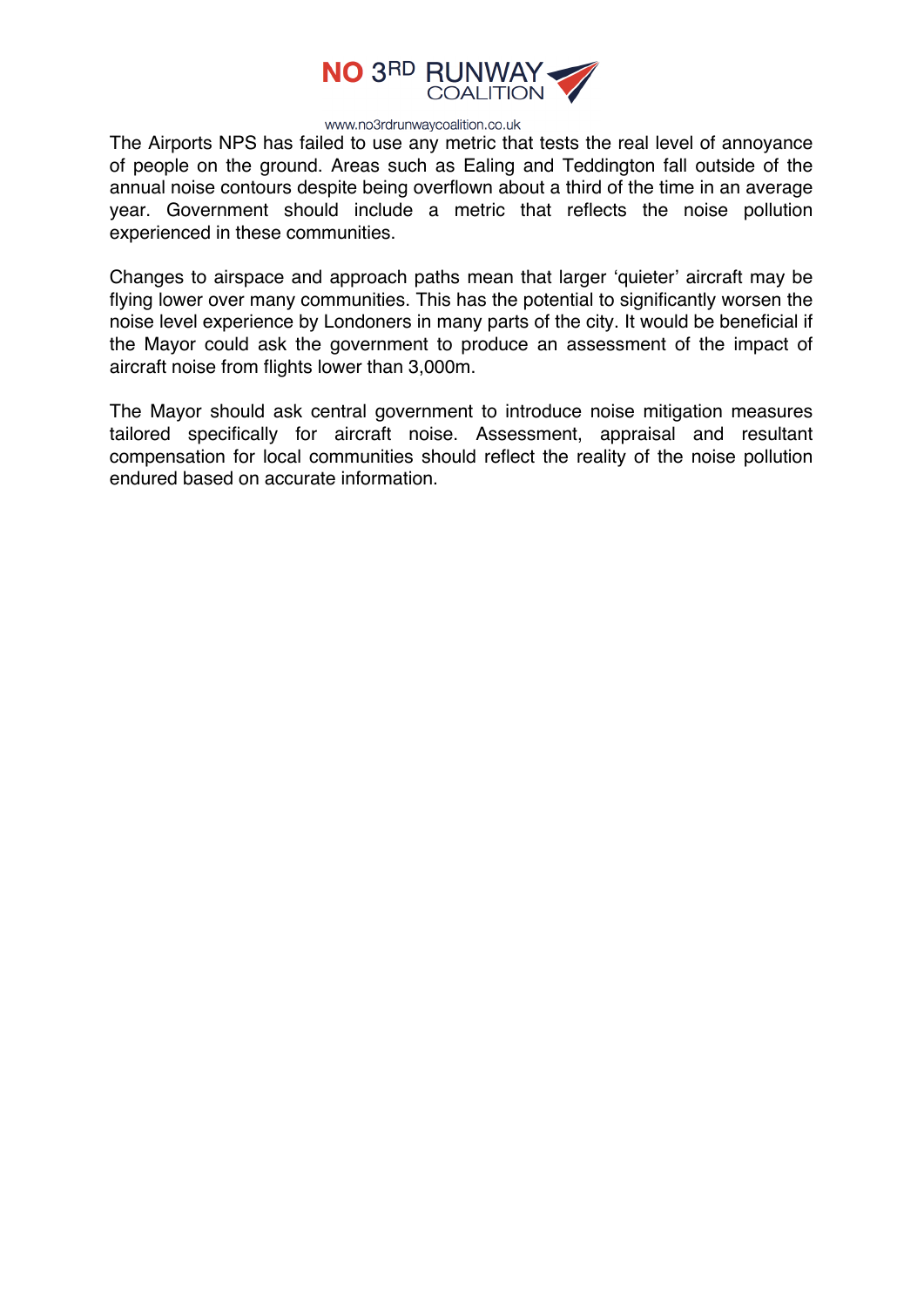The Airports NPS has failed to use any metric that tests the real level of annoyance of people on the ground. Areas such as Ealing and Teddington fall outside of the annual noise contours despite being overflown about a third of the time in an average year. Government should include a metric that reflects the noise pollution experienced in these communities.

Changes to airspace and approach paths mean that larger 'quieter' aircraft may be flying lower over many communities. This has the potential to significantly worsen the noise level experience by Londoners in many parts of the city. It would be beneficial if the Mayor could ask the government to produce an assessment of the impact of aircraft noise from flights lower than 3,000m.

The Mayor should ask central government to introduce noise mitigation measures tailored specifically for aircraft noise. Assessment, appraisal and resultant compensation for local communities should reflect the reality of the noise pollution endured based on accurate information.